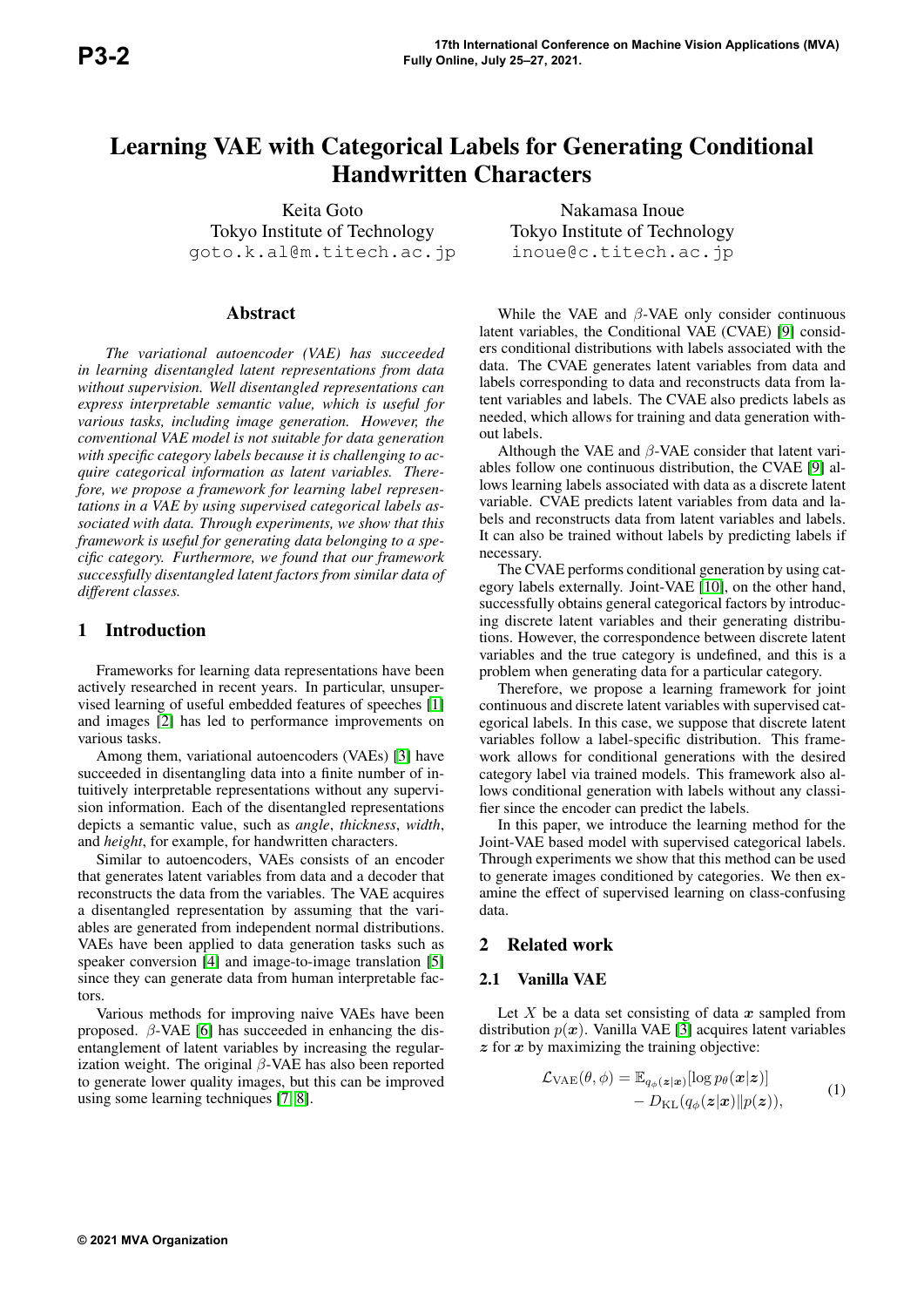# Learning VAE with Categorical Labels for Generating Conditional Handwritten Characters

Keita Goto
Tokyo Institute of Technology
goto.k.al@m.titech.ac.jp

Nakamasa Inoue
Tokyo Institute of Technology
inoue@c.titech.ac.jp

## Abstract

*The variational autoencoder (VAE) has succeeded in learning disentangled latent representations from data without supervision. Well disentangled representations can express interpretable semantic value, which is useful for various tasks, including image generation. However, the conventional VAE model is not suitable for data generation with specific category labels because it is challenging to acquire categorical information as latent variables. Therefore, we propose a framework for learning label representations in a VAE by using supervised categorical labels associated with data. Through experiments, we show that this framework is useful for generating data belonging to a specific category. Furthermore, we found that our framework successfully disentangled latent factors from similar data of different classes.*

## 1 Introduction

Frameworks for learning data representations have been actively researched in recent years. In particular, unsupervised learning of useful embedded features of speeches [1] and images [2] has led to performance improvements on various tasks.

Among them, variational autoencoders (VAEs) [3] have succeeded in disentangling data into a finite number of intuitively interpretable representations without any supervision information. Each of the disentangled representations depicts a semantic value, such as *angle*, *thickness*, *width*, and *height*, for example, for handwritten characters.

Similar to autoencoders, VAEs consists of an encoder that generates latent variables from data and a decoder that reconstructs the data from the variables. The VAE acquires a disentangled representation by assuming that the variables are generated from independent normal distributions. VAEs have been applied to data generation tasks such as speaker conversion [4] and image-to-image translation [5] since they can generate data from human interpretable factors.

Various methods for improving naive VAEs have been proposed. $\beta$-VAE [6] has succeeded in enhancing the disentanglement of latent variables by increasing the regularization weight. The original $\beta$-VAE has also been reported to generate lower quality images, but this can be improved using some learning techniques [7, 8].

While the VAE and $\beta$-VAE only consider continuous latent variables, the Conditional VAE (CVAE) [9] considers conditional distributions with labels associated with the data. The CVAE generates latent variables from data and labels corresponding to data and reconstructs data from latent variables and labels. The CVAE also predicts labels as needed, which allows for training and data generation without labels.

Although the VAE and $\beta$-VAE consider that latent variables follow one continuous distribution, the CVAE [9] allows learning labels associated with data as a discrete latent variable. CVAE predicts latent variables from data and labels and reconstructs data from latent variables and labels. It can also be trained without labels by predicting labels if necessary.

The CVAE performs conditional generation by using category labels externally. Joint-VAE [10], on the other hand, successfully obtains general categorical factors by introducing discrete latent variables and their generating distributions. However, the correspondence between discrete latent variables and the true category is undefined, and this is a problem when generating data for a particular category.

Therefore, we propose a learning framework for joint continuous and discrete latent variables with supervised categorical labels. In this case, we suppose that discrete latent variables follow a label-specific distribution. This framework allows for conditional generations with the desired category label via trained models. This framework also allows conditional generation with labels without any classifier since the encoder can predict the labels.

In this paper, we introduce the learning method for the Joint-VAE based model with supervised categorical labels. Through experiments we show that this method can be used to generate images conditioned by categories. We then examine the effect of supervised learning on class-confusing data.

## 2 Related work

### 2.1 Vanilla VAE

Let $X$ be a data set consisting of data $\boldsymbol{x}$ sampled from distribution $p(\boldsymbol{x})$. Vanilla VAE [3] acquires latent variables $\boldsymbol{z}$ for $\boldsymbol{x}$ by maximizing the training objective:

$$\mathcal{L}_{\mathrm{VAE}}(\theta, \phi) = \mathbb{E}_{q_{\phi}(\boldsymbol{z}|\boldsymbol{x})}[\log p_{\theta}(\boldsymbol{x}|\boldsymbol{z})] - D_{\mathrm{KL}}(q_{\phi}(\boldsymbol{z}|\boldsymbol{x}) \| p(\boldsymbol{z})), \tag{1}$$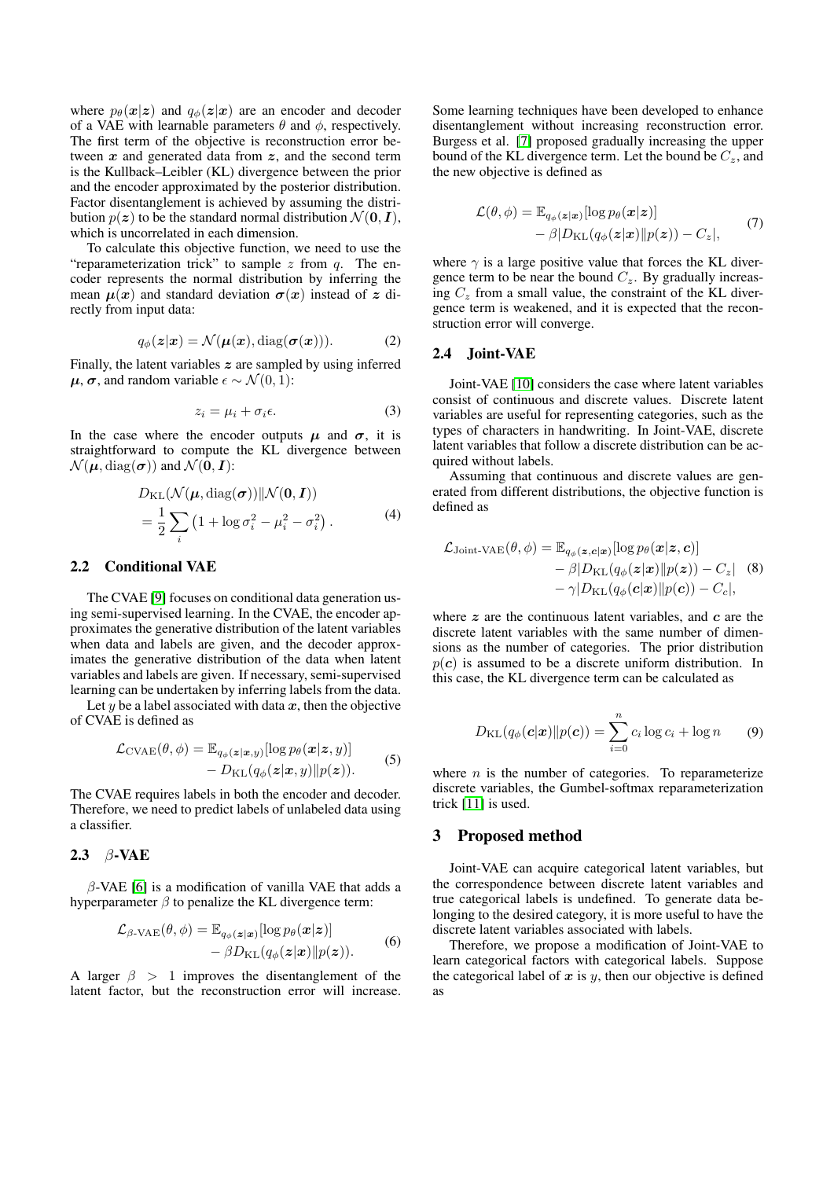where $p_\theta(\boldsymbol{x}|\boldsymbol{z})$ and $q_\phi(\boldsymbol{z}|\boldsymbol{x})$ are an encoder and decoder of a VAE with learnable parameters $\theta$ and $\phi$, respectively. The first term of the objective is reconstruction error between $\boldsymbol{x}$ and generated data from $\boldsymbol{z}$, and the second term is the Kullback–Leibler (KL) divergence between the prior and the encoder approximated by the posterior distribution. Factor disentanglement is achieved by assuming the distribution $p(\boldsymbol{z})$ to be the standard normal distribution $\mathcal{N}(\boldsymbol{0}, \boldsymbol{I})$, which is uncorrelated in each dimension.

To calculate this objective function, we need to use the "reparameterization trick" to sample $z$ from $q$. The encoder represents the normal distribution by inferring the mean $\boldsymbol{\mu}(\boldsymbol{x})$ and standard deviation $\boldsymbol{\sigma}(\boldsymbol{x})$ instead of $\boldsymbol{z}$ directly from input data:

$$q_\phi(\boldsymbol{z}|\boldsymbol{x}) = \mathcal{N}(\boldsymbol{\mu}(\boldsymbol{x}), \mathrm{diag}(\boldsymbol{\sigma}(\boldsymbol{x}))). \tag{2}$$

Finally, the latent variables $\boldsymbol{z}$ are sampled by using inferred $\boldsymbol{\mu}$, $\boldsymbol{\sigma}$, and random variable $\epsilon \sim \mathcal{N}(0, 1)$:

$$z_i = \mu_i + \sigma_i \epsilon. \tag{3}$$

In the case where the encoder outputs $\boldsymbol{\mu}$ and $\boldsymbol{\sigma}$, it is straightforward to compute the KL divergence between $\mathcal{N}(\boldsymbol{\mu}, \mathrm{diag}(\boldsymbol{\sigma}))$ and $\mathcal{N}(\boldsymbol{0}, \boldsymbol{I})$:

$$\begin{aligned} &D_{\mathrm{KL}}(\mathcal{N}(\boldsymbol{\mu}, \mathrm{diag}(\boldsymbol{\sigma})) \| \mathcal{N}(\boldsymbol{0}, \boldsymbol{I})) \\ &= \frac{1}{2} \sum_i \left(1 + \log \sigma_i^2 - \mu_i^2 - \sigma_i^2\right). \end{aligned} \tag{4}$$

## 2.2 Conditional VAE

The CVAE [9] focuses on conditional data generation using semi-supervised learning. In the CVAE, the encoder approximates the generative distribution of the latent variables when data and labels are given, and the decoder approximates the generative distribution of the data when latent variables and labels are given. If necessary, semi-supervised learning can be undertaken by inferring labels from the data.

Let $y$ be a label associated with data $\boldsymbol{x}$, then the objective of CVAE is defined as

$$\begin{aligned} \mathcal{L}_{\mathrm{CVAE}}(\theta, \phi) = &\mathbb{E}_{q_\phi(\boldsymbol{z}|\boldsymbol{x}, y)}[\log p_\theta(\boldsymbol{x}|\boldsymbol{z}, y)] \\ &- D_{\mathrm{KL}}(q_\phi(\boldsymbol{z}|\boldsymbol{x}, y) \| p(\boldsymbol{z})). \end{aligned} \tag{5}$$

The CVAE requires labels in both the encoder and decoder. Therefore, we need to predict labels of unlabeled data using a classifier.

## 2.3 $\beta$-VAE

$\beta$-VAE [6] is a modification of vanilla VAE that adds a hyperparameter $\beta$ to penalize the KL divergence term:

$$\begin{aligned} \mathcal{L}_{\beta\text{-VAE}}(\theta, \phi) = &\mathbb{E}_{q_\phi(\boldsymbol{z}|\boldsymbol{x})}[\log p_\theta(\boldsymbol{x}|\boldsymbol{z})] \\ &- \beta D_{\mathrm{KL}}(q_\phi(\boldsymbol{z}|\boldsymbol{x}) \| p(\boldsymbol{z})). \end{aligned} \tag{6}$$

A larger $\beta > 1$ improves the disentanglement of the latent factor, but the reconstruction error will increase. Some learning techniques have been developed to enhance disentanglement without increasing reconstruction error. Burgess et al. [7] proposed gradually increasing the upper bound of the KL divergence term. Let the bound be $C_z$, and the new objective is defined as

$$\begin{aligned} \mathcal{L}(\theta, \phi) = &\mathbb{E}_{q_\phi(\boldsymbol{z}|\boldsymbol{x})}[\log p_\theta(\boldsymbol{x}|\boldsymbol{z})] \\ &- \beta |D_{\mathrm{KL}}(q_\phi(\boldsymbol{z}|\boldsymbol{x}) \| p(\boldsymbol{z})) - C_z|, \end{aligned} \tag{7}$$

where $\gamma$ is a large positive value that forces the KL divergence term to be near the bound $C_z$. By gradually increasing $C_z$ from a small value, the constraint of the KL divergence term is weakened, and it is expected that the reconstruction error will converge.

## 2.4 Joint-VAE

Joint-VAE [10] considers the case where latent variables consist of continuous and discrete values. Discrete latent variables are useful for representing categories, such as the types of characters in handwriting. In Joint-VAE, discrete latent variables that follow a discrete distribution can be acquired without labels.

Assuming that continuous and discrete values are generated from different distributions, the objective function is defined as

$$\begin{aligned} \mathcal{L}_{\text{Joint-VAE}}(\theta, \phi) = &\mathbb{E}_{q_\phi(\boldsymbol{z}, \boldsymbol{c}|\boldsymbol{x})}[\log p_\theta(\boldsymbol{x}|\boldsymbol{z}, \boldsymbol{c})] \\ &- \beta |D_{\mathrm{KL}}(q_\phi(\boldsymbol{z}|\boldsymbol{x}) \| p(\boldsymbol{z})) - C_z| \\ &- \gamma |D_{\mathrm{KL}}(q_\phi(\boldsymbol{c}|\boldsymbol{x}) \| p(\boldsymbol{c})) - C_c|, \end{aligned} \tag{8}$$

where $\boldsymbol{z}$ are the continuous latent variables, and $\boldsymbol{c}$ are the discrete latent variables with the same number of dimensions as the number of categories. The prior distribution $p(\boldsymbol{c})$ is assumed to be a discrete uniform distribution. In this case, the KL divergence term can be calculated as

$$D_{\mathrm{KL}}(q_\phi(\boldsymbol{c}|\boldsymbol{x}) \| p(\boldsymbol{c})) = \sum_{i=0}^{n} c_i \log c_i + \log n \tag{9}$$

where $n$ is the number of categories. To reparameterize discrete variables, the Gumbel-softmax reparameterization trick [11] is used.

# 3 Proposed method

Joint-VAE can acquire categorical latent variables, but the correspondence between discrete latent variables and true categorical labels is undefined. To generate data belonging to the desired category, it is more useful to have the discrete latent variables associated with labels.

Therefore, we propose a modification of Joint-VAE to learn categorical factors with categorical labels. Suppose the categorical label of $\boldsymbol{x}$ is $y$, then our objective is defined as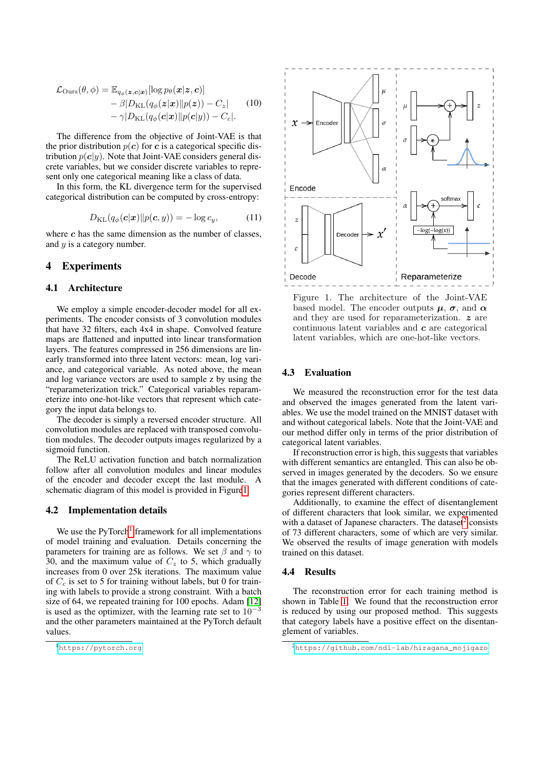$$
\begin{aligned}
\mathcal{L}_{\text{Ours}}(\theta, \phi) = \, & \mathbb{E}_{q_\phi(\boldsymbol{z}, \boldsymbol{c}|\boldsymbol{x})}[\log p_\theta(\boldsymbol{x}|\boldsymbol{z}, \boldsymbol{c})] \\
& - \beta |D_{\text{KL}}(q_\phi(\boldsymbol{z}|\boldsymbol{x}) \| p(\boldsymbol{z})) - C_z| \\
& - \gamma |D_{\text{KL}}(q_\phi(\boldsymbol{c}|\boldsymbol{x}) \| p(\boldsymbol{c}|y)) - C_c|.
\end{aligned} \tag{10}
$$

The difference from the objective of Joint-VAE is that the prior distribution $p(\boldsymbol{c})$ for $\boldsymbol{c}$ is a categorical specific distribution $p(\boldsymbol{c}|y)$. Note that Joint-VAE considers general discrete variables, but we consider discrete variables to represent only one categorical meaning like a class of data.

In this form, the KL divergence term for the supervised categorical distribution can be computed by cross-entropy:

$$
D_{\text{KL}}(q_\phi(\boldsymbol{c}|\boldsymbol{x}) \| p(\boldsymbol{c}, y)) = -\log c_y, \tag{11}
$$

where $\boldsymbol{c}$ has the same dimension as the number of classes, and $y$ is a category number.

## 4 Experiments

### 4.1 Architecture

We employ a simple encoder-decoder model for all experiments. The encoder consists of 3 convolution modules that have 32 filters, each 4x4 in shape. Convolved feature maps are flattened and inputted into linear transformation layers. The features compressed in 256 dimensions are linearly transformed into three latent vectors: mean, log variance, and categorical variable. As noted above, the mean and log variance vectors are used to sample z by using the "reparameterization trick." Categorical variables reparameterize into one-hot-like vectors that represent which category the input data belongs to.

The decoder is simply a reversed encoder structure. All convolution modules are replaced with transposed convolution modules. The decoder outputs images regularized by a sigmoid function.

The ReLU activation function and batch normalization follow after all convolution modules and linear modules of the encoder and decoder except the last module. A schematic diagram of this model is provided in Figure 1.

Figure 1. The architecture of the Joint-VAE based model. The encoder outputs $\boldsymbol{\mu}$, $\boldsymbol{\sigma}$, and $\boldsymbol{\alpha}$ and they are used for reparameterization. $\boldsymbol{z}$ are continuous latent variables and $\boldsymbol{c}$ are categorical latent variables, which are one-hot-like vectors.

### 4.2 Implementation details

We use the PyTorch[1] framework for all implementations of model training and evaluation. Details concerning the parameters for training are as follows. We set $\beta$ and $\gamma$ to 30, and the maximum value of $C_z$ to 5, which gradually increases from 0 over 25k iterations. The maximum value of $C_c$ is set to 5 for training without labels, but 0 for training with labels to provide a strong constraint. With a batch size of 64, we repeated training for 100 epochs. Adam [12] is used as the optimizer, with the learning rate set to $10^{-3}$ and the other parameters maintained at the PyTorch default values.

[1] https://pytorch.org

### 4.3 Evaluation

We measured the reconstruction error for the test data and observed the images generated from the latent variables. We use the model trained on the MNIST dataset with and without categorical labels. Note that the Joint-VAE and our method differ only in terms of the prior distribution of categorical latent variables.

If reconstruction error is high, this suggests that variables with different semantics are entangled. This can also be observed in images generated by the decoders. So we ensure that the images generated with different conditions of categories represent different characters.

Additionally, to examine the effect of disentanglement of different characters that look similar, we experimented with a dataset of Japanese characters. The dataset[2] consists of 73 different characters, some of which are very similar. We observed the results of image generation with models trained on this dataset.

### 4.4 Results

The reconstruction error for each training method is shown in Table 1. We found that the reconstruction error is reduced by using our proposed method. This suggests that category labels have a positive effect on the disentanglement of variables.

[2] https://github.com/ndl-lab/hiragana_mojigazo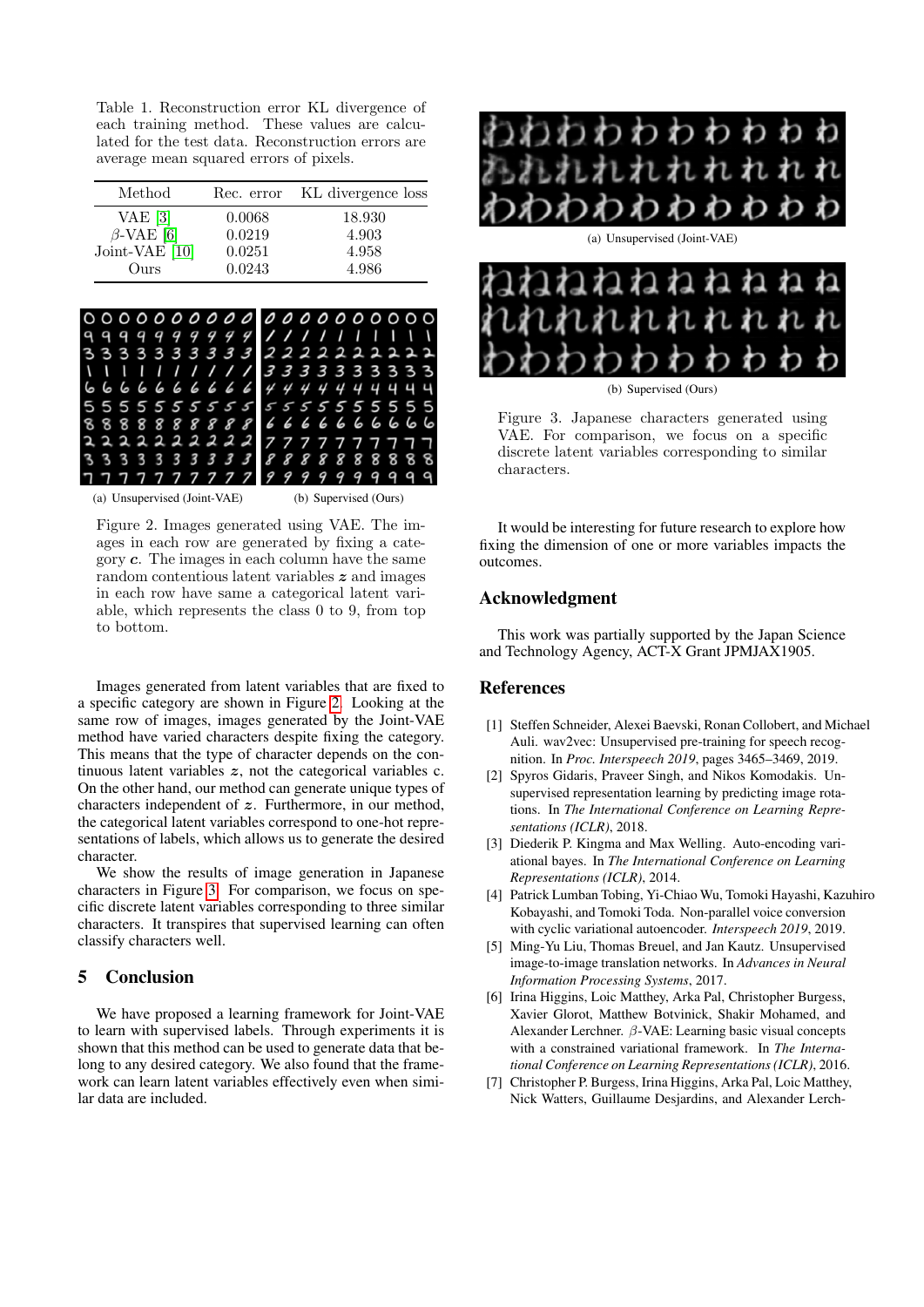Table 1. Reconstruction error KL divergence of each training method. These values are calculated for the test data. Reconstruction errors are average mean squared errors of pixels.

| Method | Rec. error | KL divergence loss |
|---|---|---|
| VAE [3] | 0.0068 | 18.930 |
| $\beta$-VAE [6] | 0.0219 | 4.903 |
| Joint-VAE [10] | 0.0251 | 4.958 |
| Ours | 0.0243 | 4.986 |

(a) Unsupervised (Joint-VAE)　(b) Supervised (Ours)

Figure 2. Images generated using VAE. The images in each row are generated by fixing a category $\boldsymbol{c}$. The images in each column have the same random contentious latent variables $\boldsymbol{z}$ and images in each row have same a categorical latent variable, which represents the class 0 to 9, from top to bottom.

Images generated from latent variables that are fixed to a specific category are shown in Figure 2. Looking at the same row of images, images generated by the Joint-VAE method have varied characters despite fixing the category. This means that the type of character depends on the continuous latent variables $\boldsymbol{z}$, not the categorical variables c. On the other hand, our method can generate unique types of characters independent of $\boldsymbol{z}$. Furthermore, in our method, the categorical latent variables correspond to one-hot representations of labels, which allows us to generate the desired character.

We show the results of image generation in Japanese characters in Figure 3. For comparison, we focus on specific discrete latent variables corresponding to three similar characters. It transpires that supervised learning can often classify characters well.

## 5 Conclusion

We have proposed a learning framework for Joint-VAE to learn with supervised labels. Through experiments it is shown that this method can be used to generate data that belong to any desired category. We also found that the framework can learn latent variables effectively even when similar data are included.

(a) Unsupervised (Joint-VAE)

(b) Supervised (Ours)

Figure 3. Japanese characters generated using VAE. For comparison, we focus on a specific discrete latent variables corresponding to similar characters.

It would be interesting for future research to explore how fixing the dimension of one or more variables impacts the outcomes.

## Acknowledgment

This work was partially supported by the Japan Science and Technology Agency, ACT-X Grant JPMJAX1905.

## References

[1] Steffen Schneider, Alexei Baevski, Ronan Collobert, and Michael Auli. wav2vec: Unsupervised pre-training for speech recognition. In *Proc. Interspeech 2019*, pages 3465–3469, 2019.

[2] Spyros Gidaris, Praveer Singh, and Nikos Komodakis. Unsupervised representation learning by predicting image rotations. In *The International Conference on Learning Representations (ICLR)*, 2018.

[3] Diederik P. Kingma and Max Welling. Auto-encoding variational bayes. In *The International Conference on Learning Representations (ICLR)*, 2014.

[4] Patrick Lumban Tobing, Yi-Chiao Wu, Tomoki Hayashi, Kazuhiro Kobayashi, and Tomoki Toda. Non-parallel voice conversion with cyclic variational autoencoder. *Interspeech 2019*, 2019.

[5] Ming-Yu Liu, Thomas Breuel, and Jan Kautz. Unsupervised image-to-image translation networks. In *Advances in Neural Information Processing Systems*, 2017.

[6] Irina Higgins, Loic Matthey, Arka Pal, Christopher Burgess, Xavier Glorot, Matthew Botvinick, Shakir Mohamed, and Alexander Lerchner. $\beta$-VAE: Learning basic visual concepts with a constrained variational framework. In *The International Conference on Learning Representations (ICLR)*, 2016.

[7] Christopher P. Burgess, Irina Higgins, Arka Pal, Loic Matthey, Nick Watters, Guillaume Desjardins, and Alexander Lerch-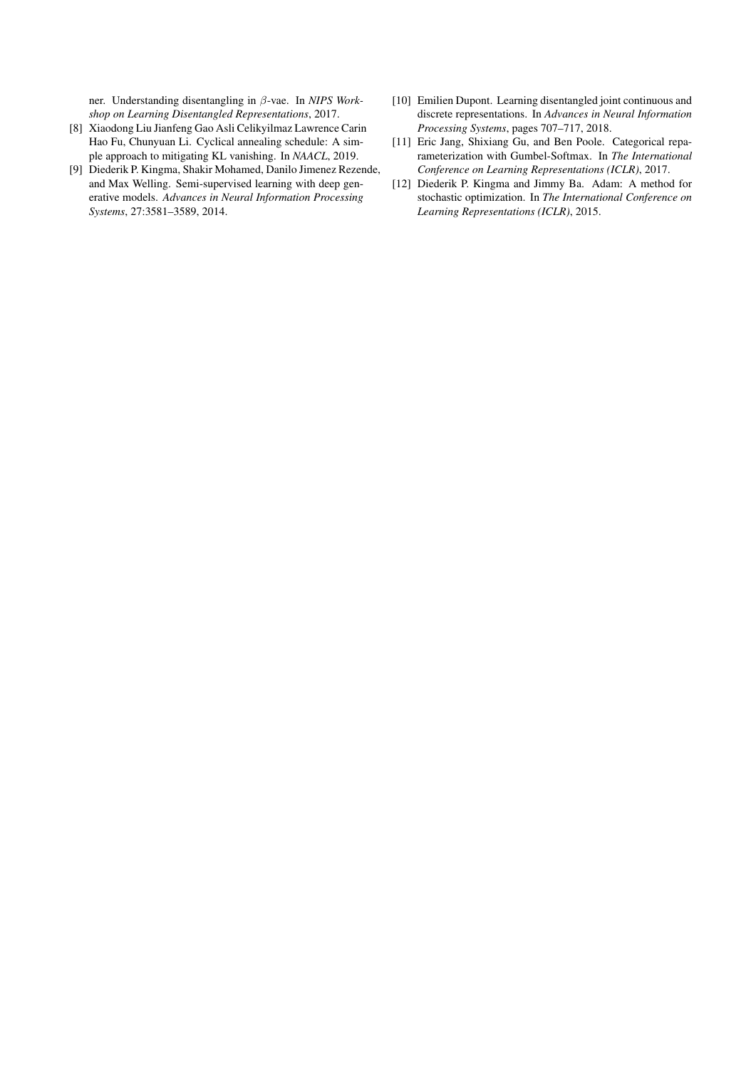ner. Understanding disentangling in $\beta$-vae. In *NIPS Workshop on Learning Disentangled Representations*, 2017.

[8] Xiaodong Liu Jianfeng Gao Asli Celikyilmaz Lawrence Carin Hao Fu, Chunyuan Li. Cyclical annealing schedule: A simple approach to mitigating KL vanishing. In *NAACL*, 2019.

[9] Diederik P. Kingma, Shakir Mohamed, Danilo Jimenez Rezende, and Max Welling. Semi-supervised learning with deep generative models. *Advances in Neural Information Processing Systems*, 27:3581–3589, 2014.

[10] Emilien Dupont. Learning disentangled joint continuous and discrete representations. In *Advances in Neural Information Processing Systems*, pages 707–717, 2018.

[11] Eric Jang, Shixiang Gu, and Ben Poole. Categorical reparameterization with Gumbel-Softmax. In *The International Conference on Learning Representations (ICLR)*, 2017.

[12] Diederik P. Kingma and Jimmy Ba. Adam: A method for stochastic optimization. In *The International Conference on Learning Representations (ICLR)*, 2015.